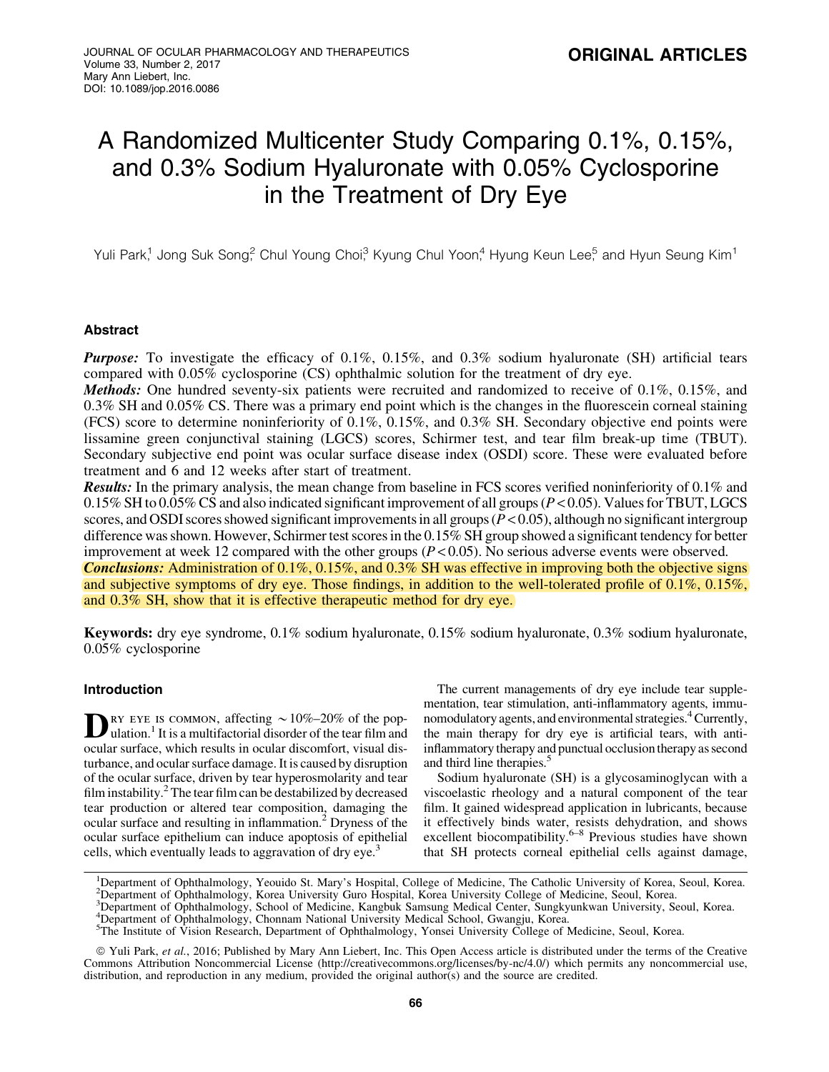ORIGINAL ARTICLES

# A Randomized Multicenter Study Comparing 0.1%, 0.15%, and 0.3% Sodium Hyaluronate with 0.05% Cyclosporine in the Treatment of Dry Eye

Yuli Park,[1] Jong Suk Song,[2] Chul Young Choi,[3] Kyung Chul Yoon,[4] Hyung Keun Lee,[5] and Hyun Seung Kim[1]

## Abstract

***Purpose:*** To investigate the efficacy of 0.1%, 0.15%, and 0.3% sodium hyaluronate (SH) artificial tears compared with 0.05% cyclosporine (CS) ophthalmic solution for the treatment of dry eye.

***Methods:*** One hundred seventy-six patients were recruited and randomized to receive of 0.1%, 0.15%, and 0.3% SH and 0.05% CS. There was a primary end point which is the changes in the fluorescein corneal staining (FCS) score to determine noninferiority of 0.1%, 0.15%, and 0.3% SH. Secondary objective end points were lissamine green conjunctival staining (LGCS) scores, Schirmer test, and tear film break-up time (TBUT). Secondary subjective end point was ocular surface disease index (OSDI) score. These were evaluated before treatment and 6 and 12 weeks after start of treatment.

***Results:*** In the primary analysis, the mean change from baseline in FCS scores verified noninferiority of 0.1% and 0.15% SH to 0.05% CS and also indicated significant improvement of all groups ($P < 0.05$). Values for TBUT, LGCS scores, and OSDI scores showed significant improvements in all groups ($P < 0.05$), although no significant intergroup difference was shown. However, Schirmer test scores in the 0.15% SH group showed a significant tendency for better improvement at week 12 compared with the other groups ($P < 0.05$). No serious adverse events were observed.

***Conclusions:*** Administration of 0.1%, 0.15%, and 0.3% SH was effective in improving both the objective signs and subjective symptoms of dry eye. Those findings, in addition to the well-tolerated profile of 0.1%, 0.15%, and 0.3% SH, show that it is effective therapeutic method for dry eye.

**Keywords:** dry eye syndrome, 0.1% sodium hyaluronate, 0.15% sodium hyaluronate, 0.3% sodium hyaluronate, 0.05% cyclosporine

## Introduction

Dry eye is common, affecting ~10%–20% of the population.[1] It is a multifactorial disorder of the tear film and ocular surface, which results in ocular discomfort, visual disturbance, and ocular surface damage. It is caused by disruption of the ocular surface, driven by tear hyperosmolarity and tear film instability.[2] The tear film can be destabilized by decreased tear production or altered tear composition, damaging the ocular surface and resulting in inflammation.[2] Dryness of the ocular surface epithelium can induce apoptosis of epithelial cells, which eventually leads to aggravation of dry eye.[3]

The current managements of dry eye include tear supplementation, tear stimulation, anti-inflammatory agents, immunomodulatory agents, and environmental strategies.[4] Currently, the main therapy for dry eye is artificial tears, with anti-inflammatory therapy and punctual occlusion therapy as second and third line therapies.[5]

Sodium hyaluronate (SH) is a glycosaminoglycan with a viscoelastic rheology and a natural component of the tear film. It gained widespread application in lubricants, because it effectively binds water, resists dehydration, and shows excellent biocompatibility.[6–8] Previous studies have shown that SH protects corneal epithelial cells against damage,

[1]Department of Ophthalmology, Yeouido St. Mary's Hospital, College of Medicine, The Catholic University of Korea, Seoul, Korea.
[2]Department of Ophthalmology, Korea University Guro Hospital, Korea University College of Medicine, Seoul, Korea.
[3]Department of Ophthalmology, School of Medicine, Kangbuk Samsung Medical Center, Sungkyunkwan University, Seoul, Korea.
[4]Department of Ophthalmology, Chonnam National University Medical School, Gwangju, Korea.
[5]The Institute of Vision Research, Department of Ophthalmology, Yonsei University College of Medicine, Seoul, Korea.

© Yuli Park, *et al.*, 2016; Published by Mary Ann Liebert, Inc. This Open Access article is distributed under the terms of the Creative Commons Attribution Noncommercial License (http://creativecommons.org/licenses/by-nc/4.0/) which permits any noncommercial use, distribution, and reproduction in any medium, provided the original author(s) and the source are credited.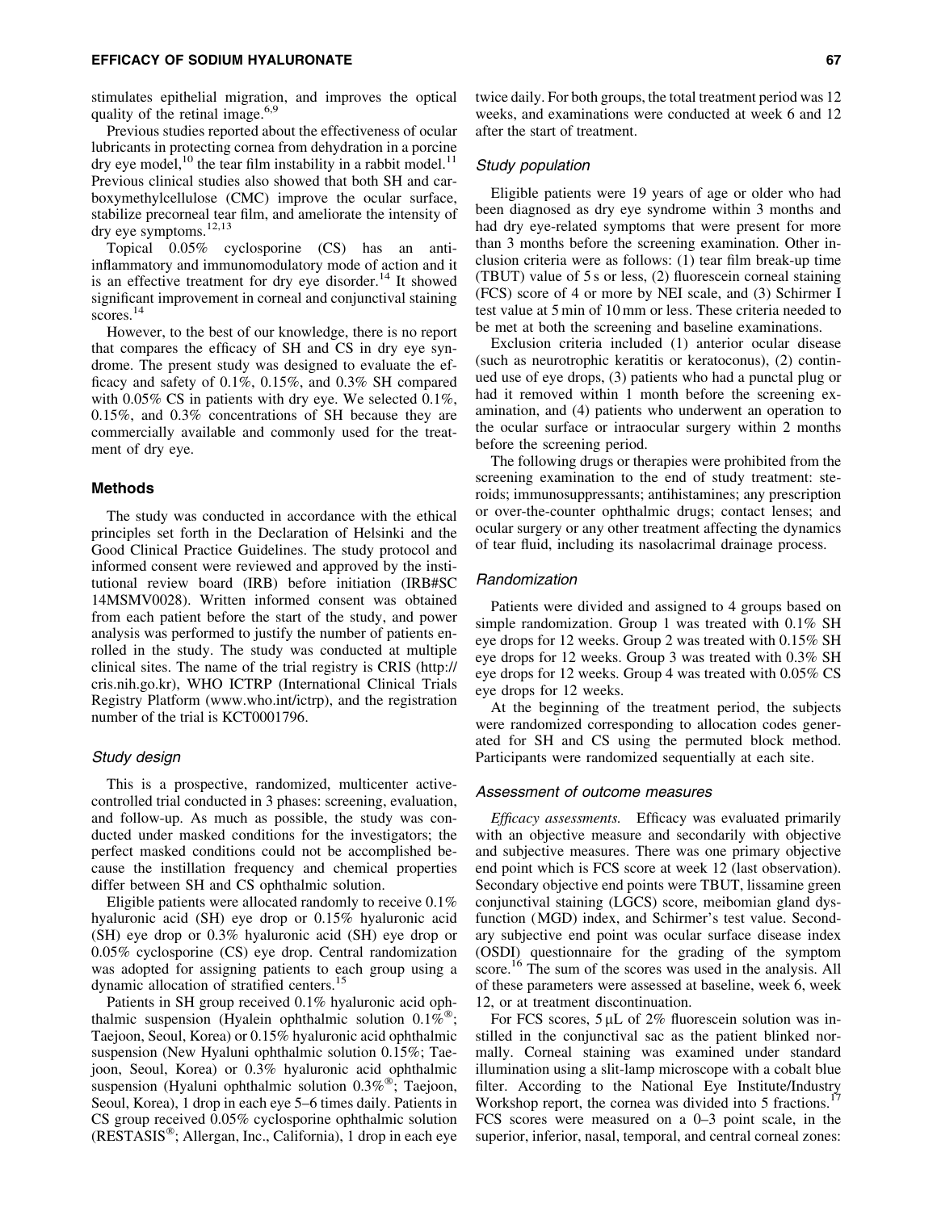stimulates epithelial migration, and improves the optical quality of the retinal image.[6,9]

Previous studies reported about the effectiveness of ocular lubricants in protecting cornea from dehydration in a porcine dry eye model,[10] the tear film instability in a rabbit model.[11] Previous clinical studies also showed that both SH and carboxymethylcellulose (CMC) improve the ocular surface, stabilize precorneal tear film, and ameliorate the intensity of dry eye symptoms.[12,13]

Topical 0.05% cyclosporine (CS) has an anti-inflammatory and immunomodulatory mode of action and it is an effective treatment for dry eye disorder.[14] It showed significant improvement in corneal and conjunctival staining scores.[14]

However, to the best of our knowledge, there is no report that compares the efficacy of SH and CS in dry eye syndrome. The present study was designed to evaluate the efficacy and safety of 0.1%, 0.15%, and 0.3% SH compared with 0.05% CS in patients with dry eye. We selected 0.1%, 0.15%, and 0.3% concentrations of SH because they are commercially available and commonly used for the treatment of dry eye.

## Methods

The study was conducted in accordance with the ethical principles set forth in the Declaration of Helsinki and the Good Clinical Practice Guidelines. The study protocol and informed consent were reviewed and approved by the institutional review board (IRB) before initiation (IRB#SC 14MSMV0028). Written informed consent was obtained from each patient before the start of the study, and power analysis was performed to justify the number of patients enrolled in the study. The study was conducted at multiple clinical sites. The name of the trial registry is CRIS (http://cris.nih.go.kr), WHO ICTRP (International Clinical Trials Registry Platform (www.who.int/ictrp), and the registration number of the trial is KCT0001796.

### Study design

This is a prospective, randomized, multicenter active-controlled trial conducted in 3 phases: screening, evaluation, and follow-up. As much as possible, the study was conducted under masked conditions for the investigators; the perfect masked conditions could not be accomplished because the instillation frequency and chemical properties differ between SH and CS ophthalmic solution.

Eligible patients were allocated randomly to receive 0.1% hyaluronic acid (SH) eye drop or 0.15% hyaluronic acid (SH) eye drop or 0.3% hyaluronic acid (SH) eye drop or 0.05% cyclosporine (CS) eye drop. Central randomization was adopted for assigning patients to each group using a dynamic allocation of stratified centers.[15]

Patients in SH group received 0.1% hyaluronic acid ophthalmic suspension (Hyalein ophthalmic solution 0.1%®; Taejoon, Seoul, Korea) or 0.15% hyaluronic acid ophthalmic suspension (New Hyaluni ophthalmic solution 0.15%; Taejoon, Seoul, Korea) or 0.3% hyaluronic acid ophthalmic suspension (Hyaluni ophthalmic solution 0.3%®; Taejoon, Seoul, Korea), 1 drop in each eye 5–6 times daily. Patients in CS group received 0.05% cyclosporine ophthalmic solution (RESTASIS®; Allergan, Inc., California), 1 drop in each eye twice daily. For both groups, the total treatment period was 12 weeks, and examinations were conducted at week 6 and 12 after the start of treatment.

### Study population

Eligible patients were 19 years of age or older who had been diagnosed as dry eye syndrome within 3 months and had dry eye-related symptoms that were present for more than 3 months before the screening examination. Other inclusion criteria were as follows: (1) tear film break-up time (TBUT) value of 5 s or less, (2) fluorescein corneal staining (FCS) score of 4 or more by NEI scale, and (3) Schirmer I test value at 5 min of 10 mm or less. These criteria needed to be met at both the screening and baseline examinations.

Exclusion criteria included (1) anterior ocular disease (such as neurotrophic keratitis or keratoconus), (2) continued use of eye drops, (3) patients who had a punctal plug or had it removed within 1 month before the screening examination, and (4) patients who underwent an operation to the ocular surface or intraocular surgery within 2 months before the screening period.

The following drugs or therapies were prohibited from the screening examination to the end of study treatment: steroids; immunosuppressants; antihistamines; any prescription or over-the-counter ophthalmic drugs; contact lenses; and ocular surgery or any other treatment affecting the dynamics of tear fluid, including its nasolacrimal drainage process.

### Randomization

Patients were divided and assigned to 4 groups based on simple randomization. Group 1 was treated with 0.1% SH eye drops for 12 weeks. Group 2 was treated with 0.15% SH eye drops for 12 weeks. Group 3 was treated with 0.3% SH eye drops for 12 weeks. Group 4 was treated with 0.05% CS eye drops for 12 weeks.

At the beginning of the treatment period, the subjects were randomized corresponding to allocation codes generated for SH and CS using the permuted block method. Participants were randomized sequentially at each site.

### Assessment of outcome measures

*Efficacy assessments.* Efficacy was evaluated primarily with an objective measure and secondarily with objective and subjective measures. There was one primary objective end point which is FCS score at week 12 (last observation). Secondary objective end points were TBUT, lissamine green conjunctival staining (LGCS) score, meibomian gland dysfunction (MGD) index, and Schirmer's test value. Secondary subjective end point was ocular surface disease index (OSDI) questionnaire for the grading of the symptom score.[16] The sum of the scores was used in the analysis. All of these parameters were assessed at baseline, week 6, week 12, or at treatment discontinuation.

For FCS scores, 5 μL of 2% fluorescein solution was instilled in the conjunctival sac as the patient blinked normally. Corneal staining was examined under standard illumination using a slit-lamp microscope with a cobalt blue filter. According to the National Eye Institute/Industry Workshop report, the cornea was divided into 5 fractions.[17] FCS scores were measured on a 0–3 point scale, in the superior, inferior, nasal, temporal, and central corneal zones: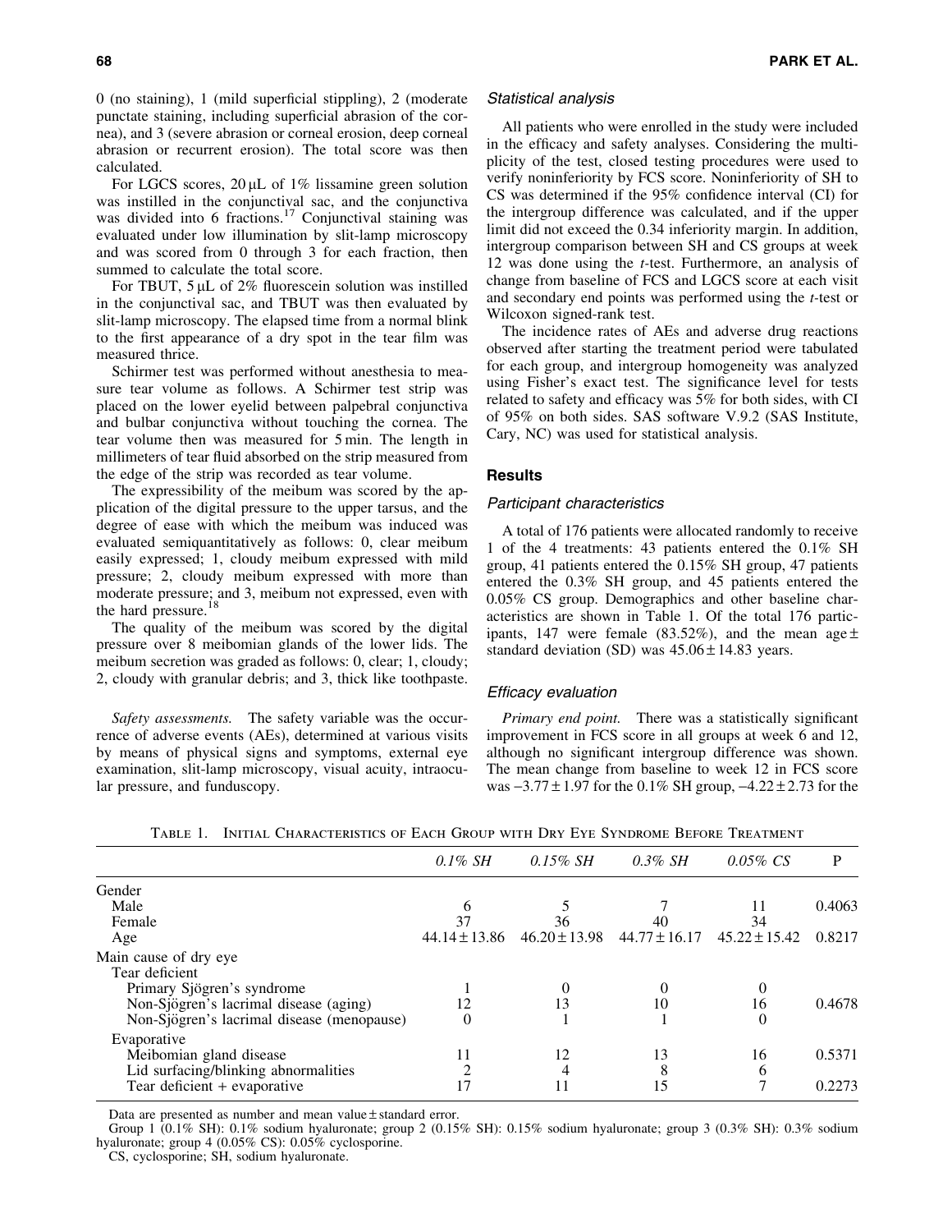0 (no staining), 1 (mild superficial stippling), 2 (moderate punctate staining, including superficial abrasion of the cornea), and 3 (severe abrasion or corneal erosion, deep corneal abrasion or recurrent erosion). The total score was then calculated.

For LGCS scores, 20 μL of 1% lissamine green solution was instilled in the conjunctival sac, and the conjunctiva was divided into 6 fractions.[17] Conjunctival staining was evaluated under low illumination by slit-lamp microscopy and was scored from 0 through 3 for each fraction, then summed to calculate the total score.

For TBUT, 5 μL of 2% fluorescein solution was instilled in the conjunctival sac, and TBUT was then evaluated by slit-lamp microscopy. The elapsed time from a normal blink to the first appearance of a dry spot in the tear film was measured thrice.

Schirmer test was performed without anesthesia to measure tear volume as follows. A Schirmer test strip was placed on the lower eyelid between palpebral conjunctiva and bulbar conjunctiva without touching the cornea. The tear volume then was measured for 5 min. The length in millimeters of tear fluid absorbed on the strip measured from the edge of the strip was recorded as tear volume.

The expressibility of the meibum was scored by the application of the digital pressure to the upper tarsus, and the degree of ease with which the meibum was induced was evaluated semiquantitatively as follows: 0, clear meibum easily expressed; 1, cloudy meibum expressed with mild pressure; 2, cloudy meibum expressed with more than moderate pressure; and 3, meibum not expressed, even with the hard pressure.[18]

The quality of the meibum was scored by the digital pressure over 8 meibomian glands of the lower lids. The meibum secretion was graded as follows: 0, clear; 1, cloudy; 2, cloudy with granular debris; and 3, thick like toothpaste.

*Safety assessments.* The safety variable was the occurrence of adverse events (AEs), determined at various visits by means of physical signs and symptoms, external eye examination, slit-lamp microscopy, visual acuity, intraocular pressure, and funduscopy.

### *Statistical analysis*

All patients who were enrolled in the study were included in the efficacy and safety analyses. Considering the multiplicity of the test, closed testing procedures were used to verify noninferiority by FCS score. Noninferiority of SH to CS was determined if the 95% confidence interval (CI) for the intergroup difference was calculated, and if the upper limit did not exceed the 0.34 inferiority margin. In addition, intergroup comparison between SH and CS groups at week 12 was done using the *t*-test. Furthermore, an analysis of change from baseline of FCS and LGCS score at each visit and secondary end points was performed using the *t*-test or Wilcoxon signed-rank test.

The incidence rates of AEs and adverse drug reactions observed after starting the treatment period were tabulated for each group, and intergroup homogeneity was analyzed using Fisher's exact test. The significance level for tests related to safety and efficacy was 5% for both sides, with CI of 95% on both sides. SAS software V.9.2 (SAS Institute, Cary, NC) was used for statistical analysis.

## Results

### *Participant characteristics*

A total of 176 patients were allocated randomly to receive 1 of the 4 treatments: 43 patients entered the 0.1% SH group, 41 patients entered the 0.15% SH group, 47 patients entered the 0.3% SH group, and 45 patients entered the 0.05% CS group. Demographics and other baseline characteristics are shown in Table 1. Of the total 176 participants, 147 were female (83.52%), and the mean age ± standard deviation (SD) was 45.06 ± 14.83 years.

### *Efficacy evaluation*

*Primary end point.* There was a statistically significant improvement in FCS score in all groups at week 6 and 12, although no significant intergroup difference was shown. The mean change from baseline to week 12 in FCS score was −3.77 ± 1.97 for the 0.1% SH group, −4.22 ± 2.73 for the

Table 1. Initial Characteristics of Each Group with Dry Eye Syndrome Before Treatment

| | *0.1% SH* | *0.15% SH* | *0.3% SH* | *0.05% CS* | P |
|---|---|---|---|---|---|
| Gender | | | | | |
| Male | 6 | 5 | 7 | 11 | 0.4063 |
| Female | 37 | 36 | 40 | 34 | |
| Age | 44.14 ± 13.86 | 46.20 ± 13.98 | 44.77 ± 16.17 | 45.22 ± 15.42 | 0.8217 |
| Main cause of dry eye | | | | | |
| Tear deficient | | | | | |
| Primary Sjögren's syndrome | 1 | 0 | 0 | 0 | |
| Non-Sjögren's lacrimal disease (aging) | 12 | 13 | 10 | 16 | 0.4678 |
| Non-Sjögren's lacrimal disease (menopause) | 0 | 1 | 1 | 0 | |
| Evaporative | | | | | |
| Meibomian gland disease | 11 | 12 | 13 | 16 | 0.5371 |
| Lid surfacing/blinking abnormalities | 2 | 4 | 8 | 6 | |
| Tear deficient + evaporative | 17 | 11 | 15 | 7 | 0.2273 |

Data are presented as number and mean value ± standard error.

Group 1 (0.1% SH): 0.1% sodium hyaluronate; group 2 (0.15% SH): 0.15% sodium hyaluronate; group 3 (0.3% SH): 0.3% sodium hyaluronate; group 4 (0.05% CS): 0.05% cyclosporine.

CS, cyclosporine; SH, sodium hyaluronate.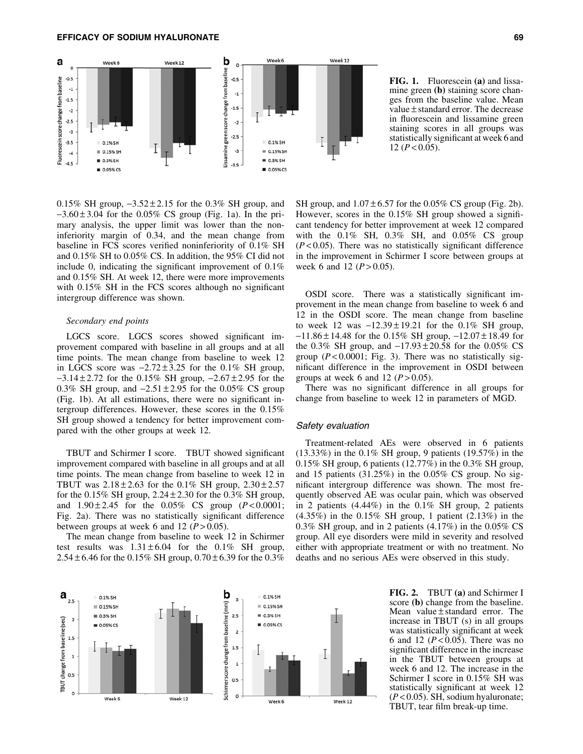FIG. 1. Fluorescein (a) and lissamine green (b) staining score changes from the baseline value. Mean value ± standard error. The decrease in fluorescein and lissamine green staining scores in all groups was statistically significant at week 6 and 12 ($P < 0.05$).

0.15% SH group, −3.52 ± 2.15 for the 0.3% SH group, and −3.60 ± 3.04 for the 0.05% CS group (Fig. 1a). In the primary analysis, the upper limit was lower than the noninferiority margin of 0.34, and the mean change from baseline in FCS scores verified noninferiority of 0.1% SH and 0.15% SH to 0.05% CS. In addition, the 95% CI did not include 0, indicating the significant improvement of 0.1% and 0.15% SH. At week 12, there were more improvements with 0.15% SH in the FCS scores although no significant intergroup difference was shown.

### *Secondary end points*

LGCS score. LGCS scores showed significant improvement compared with baseline in all groups and at all time points. The mean change from baseline to week 12 in LGCS score was −2.72 ± 3.25 for the 0.1% SH group, −3.14 ± 2.72 for the 0.15% SH group, −2.67 ± 2.95 for the 0.3% SH group, and −2.51 ± 2.95 for the 0.05% CS group (Fig. 1b). At all estimations, there were no significant intergroup differences. However, these scores in the 0.15% SH group showed a tendency for better improvement compared with the other groups at week 12.

TBUT and Schirmer I score. TBUT showed significant improvement compared with baseline in all groups and at all time points. The mean change from baseline to week 12 in TBUT was 2.18 ± 2.63 for the 0.1% SH group, 2.30 ± 2.57 for the 0.15% SH group, 2.24 ± 2.30 for the 0.3% SH group, and 1.90 ± 2.45 for the 0.05% CS group ($P < 0.0001$; Fig. 2a). There was no statistically significant difference between groups at week 6 and 12 ($P > 0.05$).

The mean change from baseline to week 12 in Schirmer test results was 1.31 ± 6.04 for the 0.1% SH group, 2.54 ± 6.46 for the 0.15% SH group, 0.70 ± 6.39 for the 0.3% SH group, and 1.07 ± 6.57 for the 0.05% CS group (Fig. 2b). However, scores in the 0.15% SH group showed a significant tendency for better improvement at week 12 compared with the 0.1% SH, 0.3% SH, and 0.05% CS group ($P < 0.05$). There was no statistically significant difference in the improvement in Schirmer I score between groups at week 6 and 12 ($P > 0.05$).

OSDI score. There was a statistically significant improvement in the mean change from baseline to week 6 and 12 in the OSDI score. The mean change from baseline to week 12 was −12.39 ± 19.21 for the 0.1% SH group, −11.86 ± 14.48 for the 0.15% SH group, −12.07 ± 18.49 for the 0.3% SH group, and −17.93 ± 20.58 for the 0.05% CS group ($P < 0.0001$; Fig. 3). There was no statistically significant difference in the improvement in OSDI between groups at week 6 and 12 ($P > 0.05$).

There was no significant difference in all groups for change from baseline to week 12 in parameters of MGD.

## *Safety evaluation*

Treatment-related AEs were observed in 6 patients (13.33%) in the 0.1% SH group, 9 patients (19.57%) in the 0.15% SH group, 6 patients (12.77%) in the 0.3% SH group, and 15 patients (31.25%) in the 0.05% CS group. No significant intergroup AE difference was shown. The most frequently observed AE was ocular pain, which was observed in 2 patients (4.44%) in the 0.1% SH group, 2 patients (4.35%) in the 0.15% SH group, 1 patient (2.13%) in the 0.3% SH group, and in 2 patients (4.17%) in the 0.05% CS group. All eye disorders were mild in severity and resolved either with appropriate treatment or with no treatment. No deaths and no serious AEs were observed in this study.

FIG. 2. TBUT (a) and Schirmer I score (b) change from the baseline. Mean value ± standard error. The increase in TBUT (s) in all groups was statistically significant at week 6 and 12 ($P < 0.05$). There was no significant difference in the increase in the TBUT between groups at week 6 and 12. The increase in the Schirmer I score in 0.15% SH was statistically significant at week 12 ($P < 0.05$). SH, sodium hyaluronate; TBUT, tear film break-up time.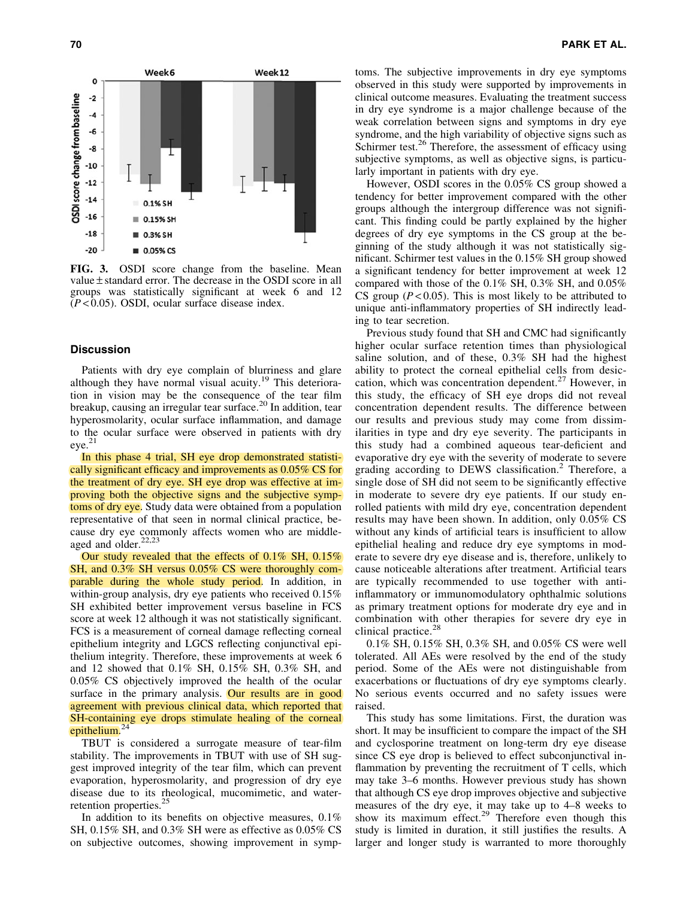FIG. 3. OSDI score change from the baseline. Mean value ± standard error. The decrease in the OSDI score in all groups was statistically significant at week 6 and 12 ($P < 0.05$). OSDI, ocular surface disease index.

## Discussion

Patients with dry eye complain of blurriness and glare although they have normal visual acuity.[19] This deterioration in vision may be the consequence of the tear film breakup, causing an irregular tear surface.[20] In addition, tear hyperosmolarity, ocular surface inflammation, and damage to the ocular surface were observed in patients with dry eye.[21]

In this phase 4 trial, SH eye drop demonstrated statistically significant efficacy and improvements as 0.05% CS for the treatment of dry eye. SH eye drop was effective at improving both the objective signs and the subjective symptoms of dry eye. Study data were obtained from a population representative of that seen in normal clinical practice, because dry eye commonly affects women who are middle-aged and older.[22,23]

Our study revealed that the effects of 0.1% SH, 0.15% SH, and 0.3% SH versus 0.05% CS were thoroughly comparable during the whole study period. In addition, in within-group analysis, dry eye patients who received 0.15% SH exhibited better improvement versus baseline in FCS score at week 12 although it was not statistically significant. FCS is a measurement of corneal damage reflecting corneal epithelium integrity and LGCS reflecting conjunctival epithelium integrity. Therefore, these improvements at week 6 and 12 showed that 0.1% SH, 0.15% SH, 0.3% SH, and 0.05% CS objectively improved the health of the ocular surface in the primary analysis. Our results are in good agreement with previous clinical data, which reported that SH-containing eye drops stimulate healing of the corneal epithelium.[24]

TBUT is considered a surrogate measure of tear-film stability. The improvements in TBUT with use of SH suggest improved integrity of the tear film, which can prevent evaporation, hyperosmolarity, and progression of dry eye disease due to its rheological, mucomimetic, and water-retention properties.[25]

In addition to its benefits on objective measures, 0.1% SH, 0.15% SH, and 0.3% SH were as effective as 0.05% CS on subjective outcomes, showing improvement in symptoms. The subjective improvements in dry eye symptoms observed in this study were supported by improvements in clinical outcome measures. Evaluating the treatment success in dry eye syndrome is a major challenge because of the weak correlation between signs and symptoms in dry eye syndrome, and the high variability of objective signs such as Schirmer test.[26] Therefore, the assessment of efficacy using subjective symptoms, as well as objective signs, is particularly important in patients with dry eye.

However, OSDI scores in the 0.05% CS group showed a tendency for better improvement compared with the other groups although the intergroup difference was not significant. This finding could be partly explained by the higher degrees of dry eye symptoms in the CS group at the beginning of the study although it was not statistically significant. Schirmer test values in the 0.15% SH group showed a significant tendency for better improvement at week 12 compared with those of the 0.1% SH, 0.3% SH, and 0.05% CS group ($P < 0.05$). This is most likely to be attributed to unique anti-inflammatory properties of SH indirectly leading to tear secretion.

Previous study found that SH and CMC had significantly higher ocular surface retention times than physiological saline solution, and of these, 0.3% SH had the highest ability to protect the corneal epithelial cells from desiccation, which was concentration dependent.[27] However, in this study, the efficacy of SH eye drops did not reveal concentration dependent results. The difference between our results and previous study may come from dissimilarities in type and dry eye severity. The participants in this study had a combined aqueous tear-deficient and evaporative dry eye with the severity of moderate to severe grading according to DEWS classification.[2] Therefore, a single dose of SH did not seem to be significantly effective in moderate to severe dry eye patients. If our study enrolled patients with mild dry eye, concentration dependent results may have been shown. In addition, only 0.05% CS without any kinds of artificial tears is insufficient to allow epithelial healing and reduce dry eye symptoms in moderate to severe dry eye disease and is, therefore, unlikely to cause noticeable alterations after treatment. Artificial tears are typically recommended to use together with anti-inflammatory or immunomodulatory ophthalmic solutions as primary treatment options for moderate dry eye and in combination with other therapies for severe dry eye in clinical practice.[28]

0.1% SH, 0.15% SH, 0.3% SH, and 0.05% CS were well tolerated. All AEs were resolved by the end of the study period. Some of the AEs were not distinguishable from exacerbations or fluctuations of dry eye symptoms clearly. No serious events occurred and no safety issues were raised.

This study has some limitations. First, the duration was short. It may be insufficient to compare the impact of the SH and cyclosporine treatment on long-term dry eye disease since CS eye drop is believed to effect subconjunctival inflammation by preventing the recruitment of T cells, which may take 3–6 months. However previous study has shown that although CS eye drop improves objective and subjective measures of the dry eye, it may take up to 4–8 weeks to show its maximum effect.[29] Therefore even though this study is limited in duration, it still justifies the results. A larger and longer study is warranted to more thoroughly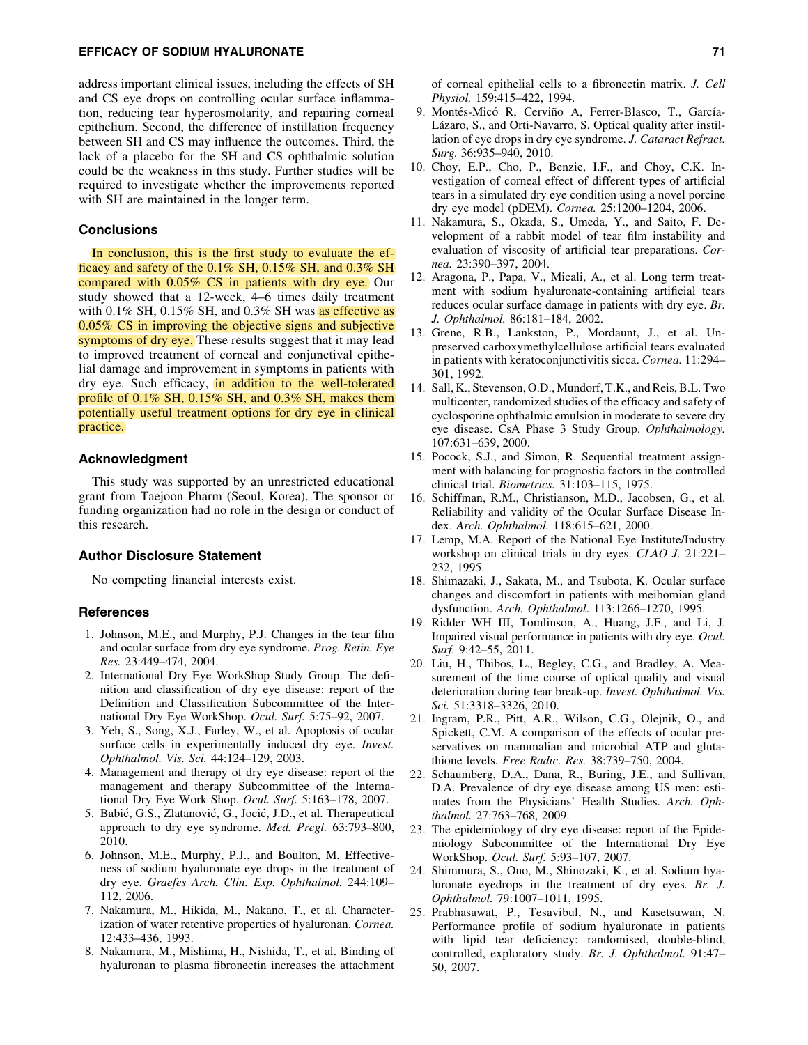address important clinical issues, including the effects of SH and CS eye drops on controlling ocular surface inflammation, reducing tear hyperosmolarity, and repairing corneal epithelium. Second, the difference of instillation frequency between SH and CS may influence the outcomes. Third, the lack of a placebo for the SH and CS ophthalmic solution could be the weakness in this study. Further studies will be required to investigate whether the improvements reported with SH are maintained in the longer term.

## Conclusions

In conclusion, this is the first study to evaluate the efficacy and safety of the 0.1% SH, 0.15% SH, and 0.3% SH compared with 0.05% CS in patients with dry eye. Our study showed that a 12-week, 4–6 times daily treatment with 0.1% SH, 0.15% SH, and 0.3% SH was as effective as 0.05% CS in improving the objective signs and subjective symptoms of dry eye. These results suggest that it may lead to improved treatment of corneal and conjunctival epithelial damage and improvement in symptoms in patients with dry eye. Such efficacy, in addition to the well-tolerated profile of 0.1% SH, 0.15% SH, and 0.3% SH, makes them potentially useful treatment options for dry eye in clinical practice.

## Acknowledgment

This study was supported by an unrestricted educational grant from Taejoon Pharm (Seoul, Korea). The sponsor or funding organization had no role in the design or conduct of this research.

## Author Disclosure Statement

No competing financial interests exist.

## References

1. Johnson, M.E., and Murphy, P.J. Changes in the tear film and ocular surface from dry eye syndrome. *Prog. Retin. Eye Res.* 23:449–474, 2004.
2. International Dry Eye WorkShop Study Group. The definition and classification of dry eye disease: report of the Definition and Classification Subcommittee of the International Dry Eye WorkShop. *Ocul. Surf.* 5:75–92, 2007.
3. Yeh, S., Song, X.J., Farley, W., et al. Apoptosis of ocular surface cells in experimentally induced dry eye. *Invest. Ophthalmol. Vis. Sci.* 44:124–129, 2003.
4. Management and therapy of dry eye disease: report of the management and therapy Subcommittee of the International Dry Eye Work Shop. *Ocul. Surf.* 5:163–178, 2007.
5. Babić, G.S., Zlatanović, G., Jocić, J.D., et al. Therapeutical approach to dry eye syndrome. *Med. Pregl.* 63:793–800, 2010.
6. Johnson, M.E., Murphy, P.J., and Boulton, M. Effectiveness of sodium hyaluronate eye drops in the treatment of dry eye. *Graefes Arch. Clin. Exp. Ophthalmol.* 244:109–112, 2006.
7. Nakamura, M., Hikida, M., Nakano, T., et al. Characterization of water retentive properties of hyaluronan. *Cornea.* 12:433–436, 1993.
8. Nakamura, M., Mishima, H., Nishida, T., et al. Binding of hyaluronan to plasma fibronectin increases the attachment of corneal epithelial cells to a fibronectin matrix. *J. Cell Physiol.* 159:415–422, 1994.
9. Montés-Micó R, Cerviño A, Ferrer-Blasco, T., García-Lázaro, S., and Orti-Navarro, S. Optical quality after instillation of eye drops in dry eye syndrome. *J. Cataract Refract. Surg.* 36:935–940, 2010.
10. Choy, E.P., Cho, P., Benzie, I.F., and Choy, C.K. Investigation of corneal effect of different types of artificial tears in a simulated dry eye condition using a novel porcine dry eye model (pDEM). *Cornea.* 25:1200–1204, 2006.
11. Nakamura, S., Okada, S., Umeda, Y., and Saito, F. Development of a rabbit model of tear film instability and evaluation of viscosity of artificial tear preparations. *Cornea.* 23:390–397, 2004.
12. Aragona, P., Papa, V., Micali, A., et al. Long term treatment with sodium hyaluronate-containing artificial tears reduces ocular surface damage in patients with dry eye. *Br. J. Ophthalmol.* 86:181–184, 2002.
13. Grene, R.B., Lankston, P., Mordaunt, J., et al. Unpreserved carboxymethylcellulose artificial tears evaluated in patients with keratoconjunctivitis sicca. *Cornea.* 11:294–301, 1992.
14. Sall, K., Stevenson, O.D., Mundorf, T.K., and Reis, B.L. Two multicenter, randomized studies of the efficacy and safety of cyclosporine ophthalmic emulsion in moderate to severe dry eye disease. CsA Phase 3 Study Group. *Ophthalmology.* 107:631–639, 2000.
15. Pocock, S.J., and Simon, R. Sequential treatment assignment with balancing for prognostic factors in the controlled clinical trial. *Biometrics.* 31:103–115, 1975.
16. Schiffman, R.M., Christianson, M.D., Jacobsen, G., et al. Reliability and validity of the Ocular Surface Disease Index. *Arch. Ophthalmol.* 118:615–621, 2000.
17. Lemp, M.A. Report of the National Eye Institute/Industry workshop on clinical trials in dry eyes. *CLAO J.* 21:221–232, 1995.
18. Shimazaki, J., Sakata, M., and Tsubota, K. Ocular surface changes and discomfort in patients with meibomian gland dysfunction. *Arch. Ophthalmol*. 113:1266–1270, 1995.
19. Ridder WH III, Tomlinson, A., Huang, J.F., and Li, J. Impaired visual performance in patients with dry eye. *Ocul. Surf.* 9:42–55, 2011.
20. Liu, H., Thibos, L., Begley, C.G., and Bradley, A. Measurement of the time course of optical quality and visual deterioration during tear break-up. *Invest. Ophthalmol. Vis. Sci.* 51:3318–3326, 2010.
21. Ingram, P.R., Pitt, A.R., Wilson, C.G., Olejnik, O., and Spickett, C.M. A comparison of the effects of ocular preservatives on mammalian and microbial ATP and glutathione levels. *Free Radic. Res.* 38:739–750, 2004.
22. Schaumberg, D.A., Dana, R., Buring, J.E., and Sullivan, D.A. Prevalence of dry eye disease among US men: estimates from the Physicians' Health Studies. *Arch. Ophthalmol.* 27:763–768, 2009.
23. The epidemiology of dry eye disease: report of the Epidemiology Subcommittee of the International Dry Eye WorkShop. *Ocul. Surf.* 5:93–107, 2007.
24. Shimmura, S., Ono, M., Shinozaki, K., et al. Sodium hyaluronate eyedrops in the treatment of dry eyes. *Br. J. Ophthalmol.* 79:1007–1011, 1995.
25. Prabhasawat, P., Tesavibul, N., and Kasetsuwan, N. Performance profile of sodium hyaluronate in patients with lipid tear deficiency: randomised, double-blind, controlled, exploratory study. *Br. J. Ophthalmol.* 91:47–50, 2007.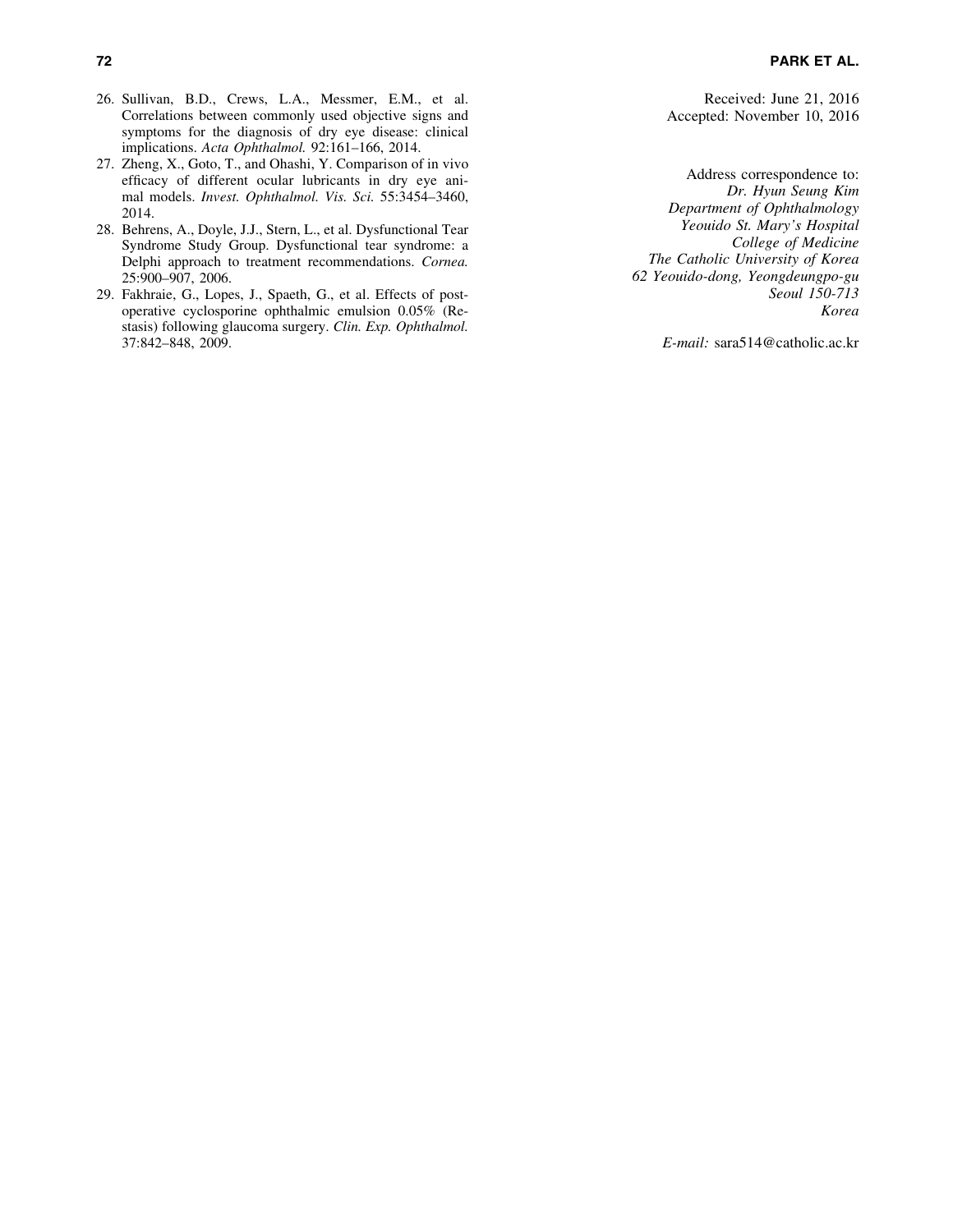26. Sullivan, B.D., Crews, L.A., Messmer, E.M., et al. Correlations between commonly used objective signs and symptoms for the diagnosis of dry eye disease: clinical implications. *Acta Ophthalmol.* 92:161–166, 2014.
27. Zheng, X., Goto, T., and Ohashi, Y. Comparison of in vivo efficacy of different ocular lubricants in dry eye animal models. *Invest. Ophthalmol. Vis. Sci.* 55:3454–3460, 2014.
28. Behrens, A., Doyle, J.J., Stern, L., et al. Dysfunctional Tear Syndrome Study Group. Dysfunctional tear syndrome: a Delphi approach to treatment recommendations. *Cornea.* 25:900–907, 2006.
29. Fakhraie, G., Lopes, J., Spaeth, G., et al. Effects of postoperative cyclosporine ophthalmic emulsion 0.05% (Restasis) following glaucoma surgery. *Clin. Exp. Ophthalmol.* 37:842–848, 2009.

Received: June 21, 2016
Accepted: November 10, 2016

Address correspondence to:
*Dr. Hyun Seung Kim*
*Department of Ophthalmology*
*Yeouido St. Mary's Hospital*
*College of Medicine*
*The Catholic University of Korea*
*62 Yeouido-dong, Yeongdeungpo-gu*
*Seoul 150-713*
*Korea*

*E-mail:* sara514@catholic.ac.kr